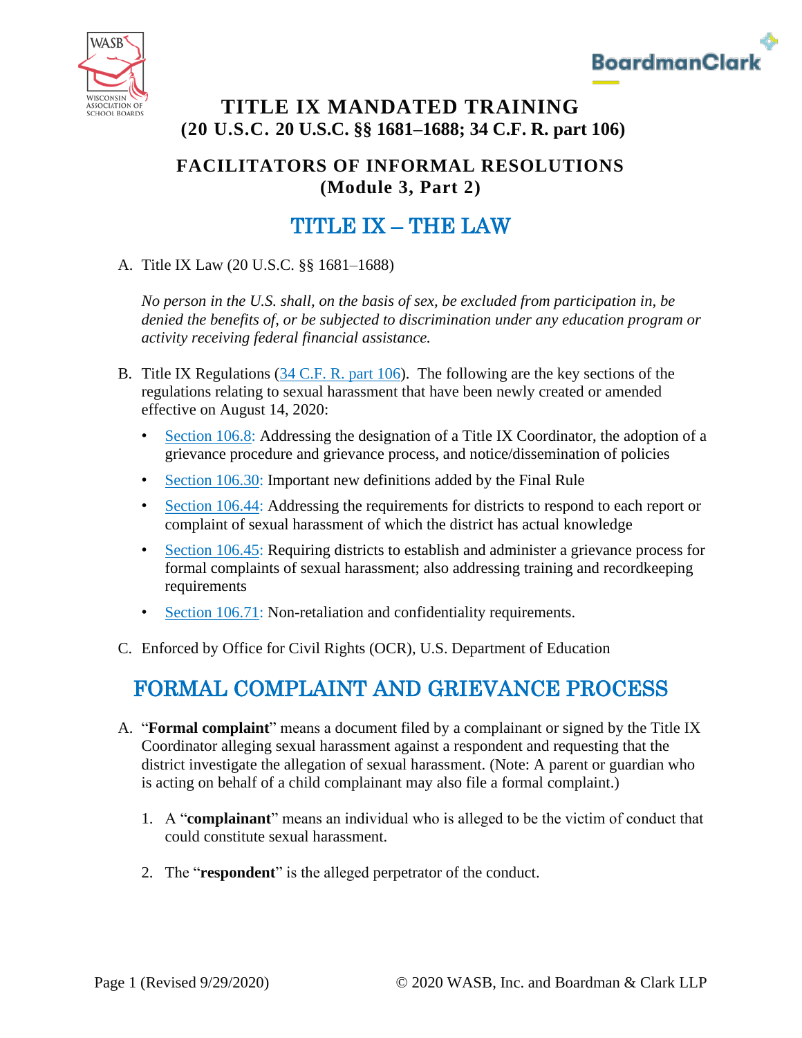# TITLE IX MANDATED TRAINING
**(20 U.S.C. 20 U.S.C. §§ 1681–1688; 34 C.F. R. part 106)**

## FACILITATORS OF INFORMAL RESOLUTIONS
**(Module 3, Part 2)**

## TITLE IX – THE LAW

A. Title IX Law (20 U.S.C. §§ 1681–1688)

*No person in the U.S. shall, on the basis of sex, be excluded from participation in, be denied the benefits of, or be subjected to discrimination under any education program or activity receiving federal financial assistance.*

B. Title IX Regulations (34 C.F. R. part 106). The following are the key sections of the regulations relating to sexual harassment that have been newly created or amended effective on August 14, 2020:

- Section 106.8: Addressing the designation of a Title IX Coordinator, the adoption of a grievance procedure and grievance process, and notice/dissemination of policies
- Section 106.30: Important new definitions added by the Final Rule
- Section 106.44: Addressing the requirements for districts to respond to each report or complaint of sexual harassment of which the district has actual knowledge
- Section 106.45: Requiring districts to establish and administer a grievance process for formal complaints of sexual harassment; also addressing training and recordkeeping requirements
- Section 106.71: Non-retaliation and confidentiality requirements.

C. Enforced by Office for Civil Rights (OCR), U.S. Department of Education

## FORMAL COMPLAINT AND GRIEVANCE PROCESS

A. "**Formal complaint**" means a document filed by a complainant or signed by the Title IX Coordinator alleging sexual harassment against a respondent and requesting that the district investigate the allegation of sexual harassment. (Note: A parent or guardian who is acting on behalf of a child complainant may also file a formal complaint.)

1. A "**complainant**" means an individual who is alleged to be the victim of conduct that could constitute sexual harassment.

2. The "**respondent**" is the alleged perpetrator of the conduct.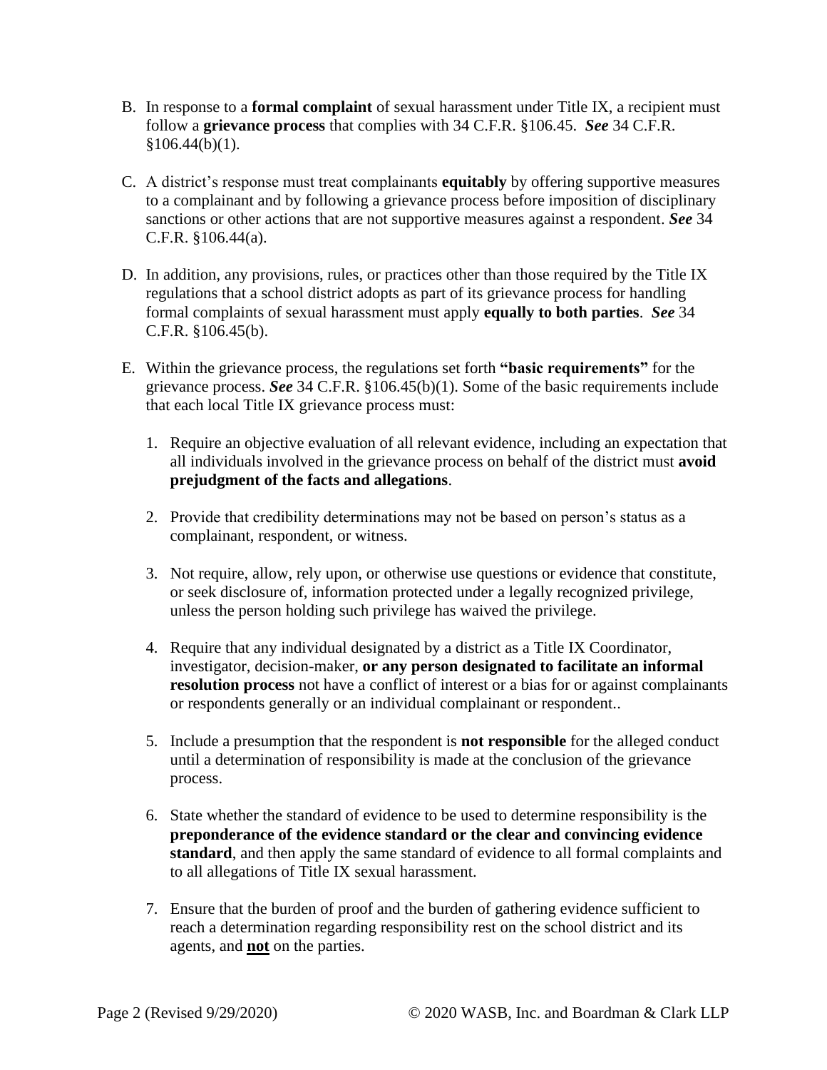B. In response to a **formal complaint** of sexual harassment under Title IX, a recipient must follow a **grievance process** that complies with 34 C.F.R. §106.45. ***See*** 34 C.F.R. §106.44(b)(1).

C. A district's response must treat complainants **equitably** by offering supportive measures to a complainant and by following a grievance process before imposition of disciplinary sanctions or other actions that are not supportive measures against a respondent. ***See*** 34 C.F.R. §106.44(a).

D. In addition, any provisions, rules, or practices other than those required by the Title IX regulations that a school district adopts as part of its grievance process for handling formal complaints of sexual harassment must apply **equally to both parties**. ***See*** 34 C.F.R. §106.45(b).

E. Within the grievance process, the regulations set forth **"basic requirements"** for the grievance process. ***See*** 34 C.F.R. §106.45(b)(1). Some of the basic requirements include that each local Title IX grievance process must:

   1. Require an objective evaluation of all relevant evidence, including an expectation that all individuals involved in the grievance process on behalf of the district must **avoid prejudgment of the facts and allegations**.

   2. Provide that credibility determinations may not be based on person's status as a complainant, respondent, or witness.

   3. Not require, allow, rely upon, or otherwise use questions or evidence that constitute, or seek disclosure of, information protected under a legally recognized privilege, unless the person holding such privilege has waived the privilege.

   4. Require that any individual designated by a district as a Title IX Coordinator, investigator, decision-maker, **or any person designated to facilitate an informal resolution process** not have a conflict of interest or a bias for or against complainants or respondents generally or an individual complainant or respondent..

   5. Include a presumption that the respondent is **not responsible** for the alleged conduct until a determination of responsibility is made at the conclusion of the grievance process.

   6. State whether the standard of evidence to be used to determine responsibility is the **preponderance of the evidence standard or the clear and convincing evidence standard**, and then apply the same standard of evidence to all formal complaints and to all allegations of Title IX sexual harassment.

   7. Ensure that the burden of proof and the burden of gathering evidence sufficient to reach a determination regarding responsibility rest on the school district and its agents, and <u>**not**</u> on the parties.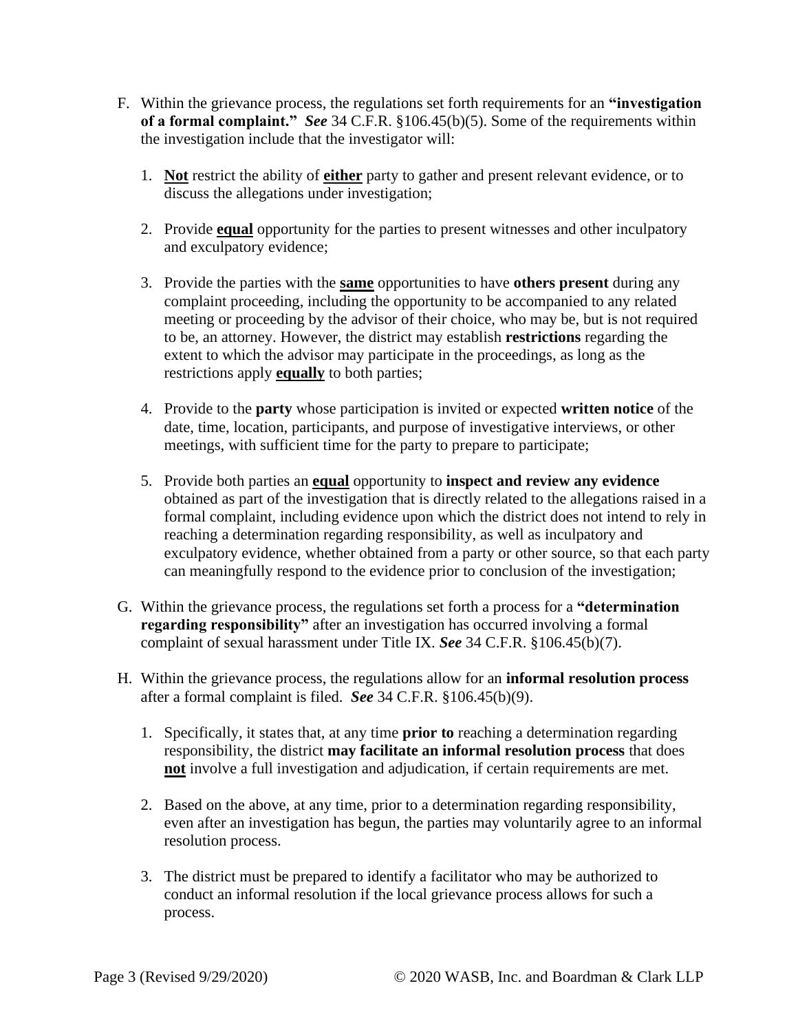F. Within the grievance process, the regulations set forth requirements for an **"investigation of a formal complaint."** ***See*** 34 C.F.R. §106.45(b)(5). Some of the requirements within the investigation include that the investigator will:

   1. **<u>Not</u>** restrict the ability of **<u>either</u>** party to gather and present relevant evidence, or to discuss the allegations under investigation;

   2. Provide **<u>equal</u>** opportunity for the parties to present witnesses and other inculpatory and exculpatory evidence;

   3. Provide the parties with the **<u>same</u>** opportunities to have **others present** during any complaint proceeding, including the opportunity to be accompanied to any related meeting or proceeding by the advisor of their choice, who may be, but is not required to be, an attorney. However, the district may establish **restrictions** regarding the extent to which the advisor may participate in the proceedings, as long as the restrictions apply **<u>equally</u>** to both parties;

   4. Provide to the **party** whose participation is invited or expected **written notice** of the date, time, location, participants, and purpose of investigative interviews, or other meetings, with sufficient time for the party to prepare to participate;

   5. Provide both parties an **<u>equal</u>** opportunity to **inspect and review any evidence** obtained as part of the investigation that is directly related to the allegations raised in a formal complaint, including evidence upon which the district does not intend to rely in reaching a determination regarding responsibility, as well as inculpatory and exculpatory evidence, whether obtained from a party or other source, so that each party can meaningfully respond to the evidence prior to conclusion of the investigation;

G. Within the grievance process, the regulations set forth a process for a **"determination regarding responsibility"** after an investigation has occurred involving a formal complaint of sexual harassment under Title IX. ***See*** 34 C.F.R. §106.45(b)(7).

H. Within the grievance process, the regulations allow for an **informal resolution process** after a formal complaint is filed. ***See*** 34 C.F.R. §106.45(b)(9).

   1. Specifically, it states that, at any time **prior to** reaching a determination regarding responsibility, the district **may facilitate an informal resolution process** that does **<u>not</u>** involve a full investigation and adjudication, if certain requirements are met.

   2. Based on the above, at any time, prior to a determination regarding responsibility, even after an investigation has begun, the parties may voluntarily agree to an informal resolution process.

   3. The district must be prepared to identify a facilitator who may be authorized to conduct an informal resolution if the local grievance process allows for such a process.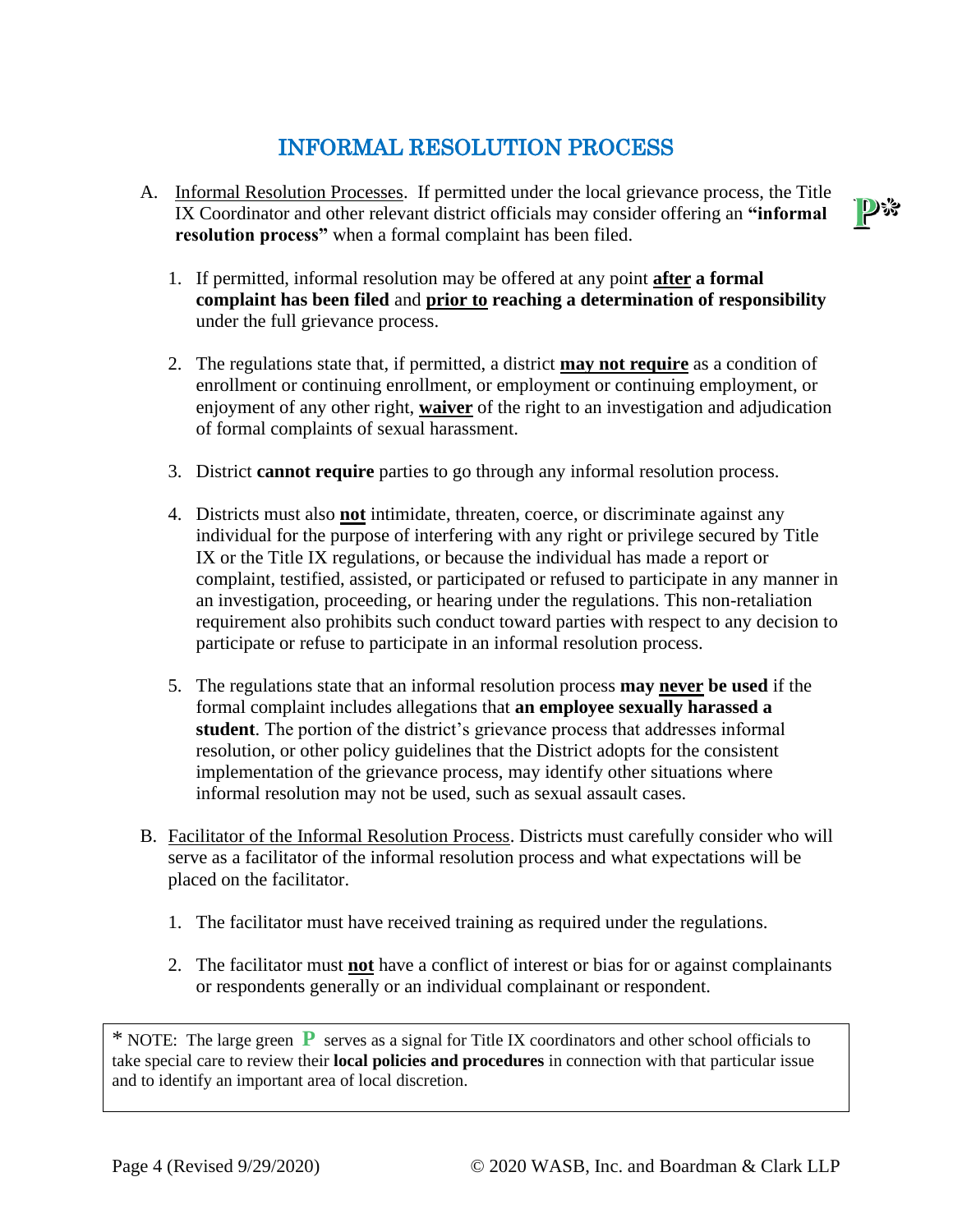# INFORMAL RESOLUTION PROCESS

A. Informal Resolution Processes. If permitted under the local grievance process, the Title IX Coordinator and other relevant district officials may consider offering an **"informal resolution process"** when a formal complaint has been filed. **P***

1. If permitted, informal resolution may be offered at any point **after a formal complaint has been filed** and **prior to reaching a determination of responsibility** under the full grievance process.

2. The regulations state that, if permitted, a district **may not require** as a condition of enrollment or continuing enrollment, or employment or continuing employment, or enjoyment of any other right, **waiver** of the right to an investigation and adjudication of formal complaints of sexual harassment.

3. District **cannot require** parties to go through any informal resolution process.

4. Districts must also **not** intimidate, threaten, coerce, or discriminate against any individual for the purpose of interfering with any right or privilege secured by Title IX or the Title IX regulations, or because the individual has made a report or complaint, testified, assisted, or participated or refused to participate in any manner in an investigation, proceeding, or hearing under the regulations. This non-retaliation requirement also prohibits such conduct toward parties with respect to any decision to participate or refuse to participate in an informal resolution process.

5. The regulations state that an informal resolution process **may never be used** if the formal complaint includes allegations that **an employee sexually harassed a student**. The portion of the district's grievance process that addresses informal resolution, or other policy guidelines that the District adopts for the consistent implementation of the grievance process, may identify other situations where informal resolution may not be used, such as sexual assault cases.

B. Facilitator of the Informal Resolution Process. Districts must carefully consider who will serve as a facilitator of the informal resolution process and what expectations will be placed on the facilitator.

1. The facilitator must have received training as required under the regulations.

2. The facilitator must **not** have a conflict of interest or bias for or against complainants or respondents generally or an individual complainant or respondent.

---

* NOTE: The large green **P** serves as a signal for Title IX coordinators and other school officials to take special care to review their **local policies and procedures** in connection with that particular issue and to identify an important area of local discretion.

Revised 9/29/2020 — © 2020 WASB, Inc. and Boardman & Clark LLP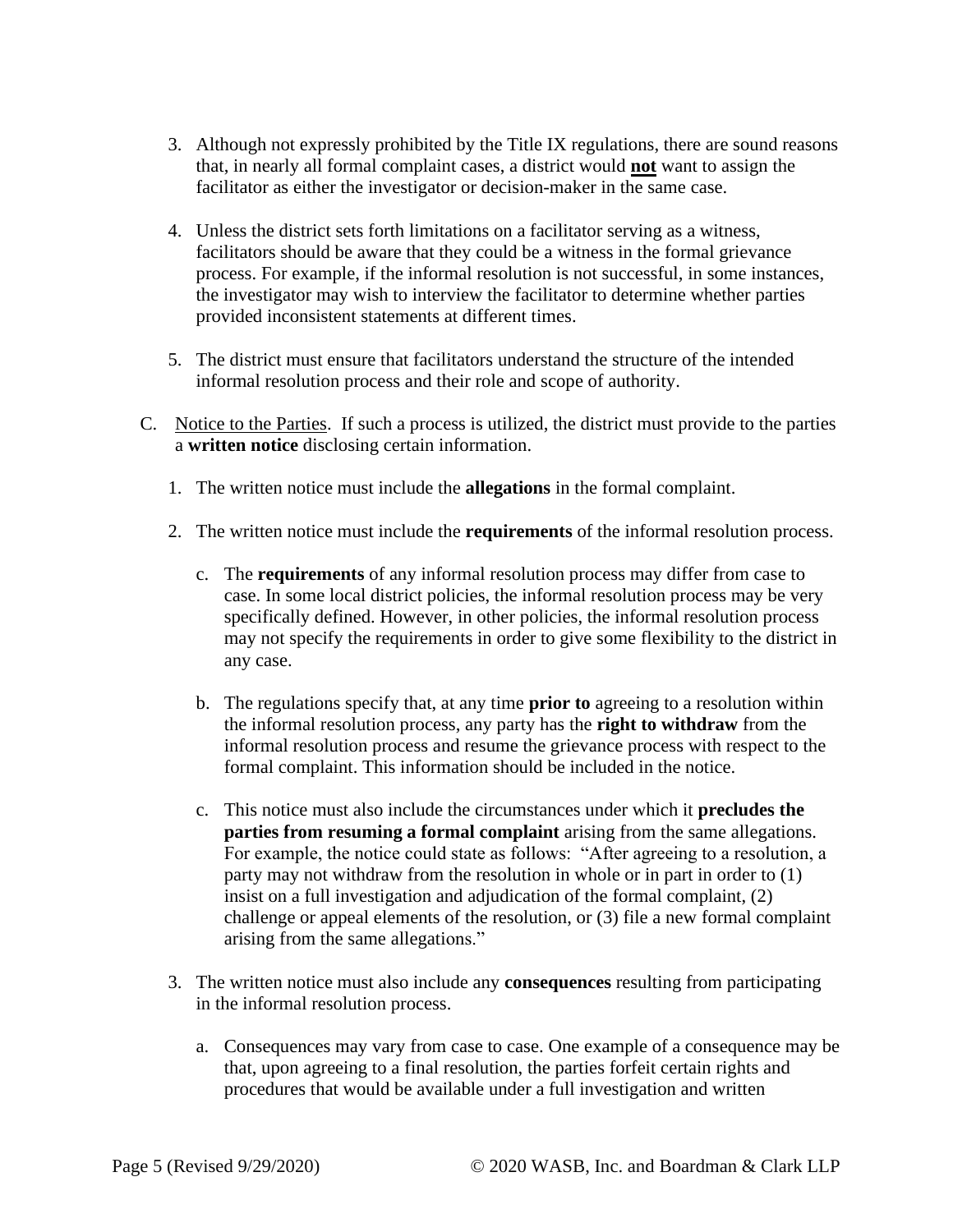3. Although not expressly prohibited by the Title IX regulations, there are sound reasons that, in nearly all formal complaint cases, a district would **not** want to assign the facilitator as either the investigator or decision-maker in the same case.

4. Unless the district sets forth limitations on a facilitator serving as a witness, facilitators should be aware that they could be a witness in the formal grievance process. For example, if the informal resolution is not successful, in some instances, the investigator may wish to interview the facilitator to determine whether parties provided inconsistent statements at different times.

5. The district must ensure that facilitators understand the structure of the intended informal resolution process and their role and scope of authority.

C. Notice to the Parties. If such a process is utilized, the district must provide to the parties a **written notice** disclosing certain information.

1. The written notice must include the **allegations** in the formal complaint.

2. The written notice must include the **requirements** of the informal resolution process.

   c. The **requirements** of any informal resolution process may differ from case to case. In some local district policies, the informal resolution process may be very specifically defined. However, in other policies, the informal resolution process may not specify the requirements in order to give some flexibility to the district in any case.

   b. The regulations specify that, at any time **prior to** agreeing to a resolution within the informal resolution process, any party has the **right to withdraw** from the informal resolution process and resume the grievance process with respect to the formal complaint. This information should be included in the notice.

   c. This notice must also include the circumstances under which it **precludes the parties from resuming a formal complaint** arising from the same allegations. For example, the notice could state as follows: "After agreeing to a resolution, a party may not withdraw from the resolution in whole or in part in order to (1) insist on a full investigation and adjudication of the formal complaint, (2) challenge or appeal elements of the resolution, or (3) file a new formal complaint arising from the same allegations."

3. The written notice must also include any **consequences** resulting from participating in the informal resolution process.

   a. Consequences may vary from case to case. One example of a consequence may be that, upon agreeing to a final resolution, the parties forfeit certain rights and procedures that would be available under a full investigation and written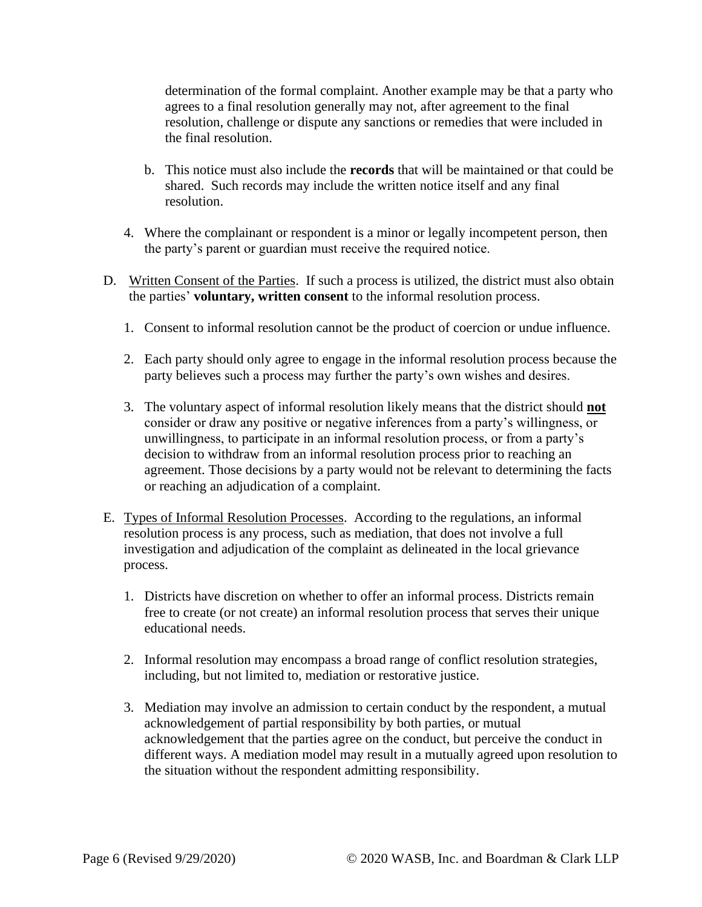determination of the formal complaint. Another example may be that a party who agrees to a final resolution generally may not, after agreement to the final resolution, challenge or dispute any sanctions or remedies that were included in the final resolution.

   b. This notice must also include the **records** that will be maintained or that could be shared. Such records may include the written notice itself and any final resolution.

4. Where the complainant or respondent is a minor or legally incompetent person, then the party's parent or guardian must receive the required notice.

D. Written Consent of the Parties. If such a process is utilized, the district must also obtain the parties' **voluntary, written consent** to the informal resolution process.

   1. Consent to informal resolution cannot be the product of coercion or undue influence.

   2. Each party should only agree to engage in the informal resolution process because the party believes such a process may further the party's own wishes and desires.

   3. The voluntary aspect of informal resolution likely means that the district should **not** consider or draw any positive or negative inferences from a party's willingness, or unwillingness, to participate in an informal resolution process, or from a party's decision to withdraw from an informal resolution process prior to reaching an agreement. Those decisions by a party would not be relevant to determining the facts or reaching an adjudication of a complaint.

E. Types of Informal Resolution Processes. According to the regulations, an informal resolution process is any process, such as mediation, that does not involve a full investigation and adjudication of the complaint as delineated in the local grievance process.

   1. Districts have discretion on whether to offer an informal process. Districts remain free to create (or not create) an informal resolution process that serves their unique educational needs.

   2. Informal resolution may encompass a broad range of conflict resolution strategies, including, but not limited to, mediation or restorative justice.

   3. Mediation may involve an admission to certain conduct by the respondent, a mutual acknowledgement of partial responsibility by both parties, or mutual acknowledgement that the parties agree on the conduct, but perceive the conduct in different ways. A mediation model may result in a mutually agreed upon resolution to the situation without the respondent admitting responsibility.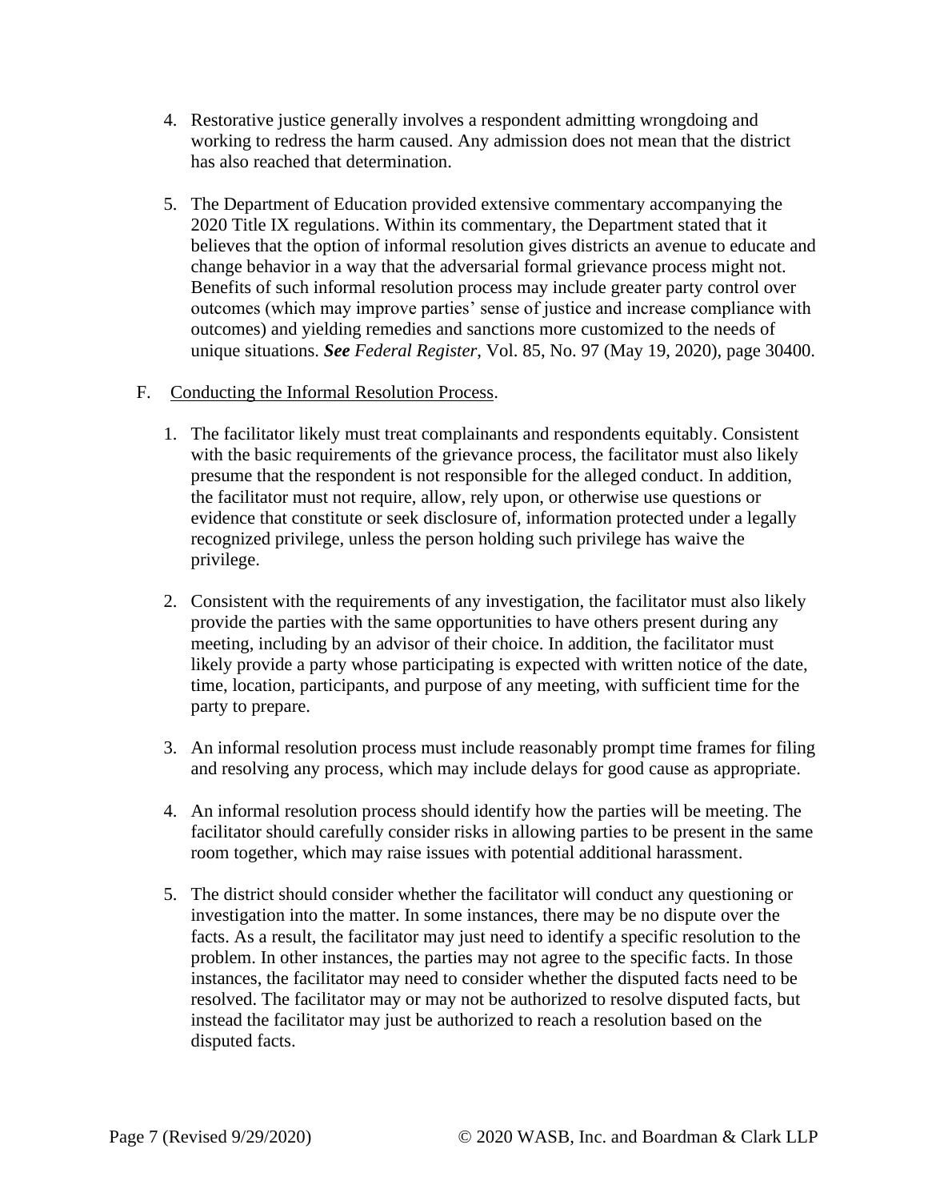4. Restorative justice generally involves a respondent admitting wrongdoing and working to redress the harm caused. Any admission does not mean that the district has also reached that determination.

5. The Department of Education provided extensive commentary accompanying the 2020 Title IX regulations. Within its commentary, the Department stated that it believes that the option of informal resolution gives districts an avenue to educate and change behavior in a way that the adversarial formal grievance process might not. Benefits of such informal resolution process may include greater party control over outcomes (which may improve parties' sense of justice and increase compliance with outcomes) and yielding remedies and sanctions more customized to the needs of unique situations. ***See*** *Federal Register*, Vol. 85, No. 97 (May 19, 2020), page 30400.

F. <u>Conducting the Informal Resolution Process</u>.

1. The facilitator likely must treat complainants and respondents equitably. Consistent with the basic requirements of the grievance process, the facilitator must also likely presume that the respondent is not responsible for the alleged conduct. In addition, the facilitator must not require, allow, rely upon, or otherwise use questions or evidence that constitute or seek disclosure of, information protected under a legally recognized privilege, unless the person holding such privilege has waive the privilege.

2. Consistent with the requirements of any investigation, the facilitator must also likely provide the parties with the same opportunities to have others present during any meeting, including by an advisor of their choice. In addition, the facilitator must likely provide a party whose participating is expected with written notice of the date, time, location, participants, and purpose of any meeting, with sufficient time for the party to prepare.

3. An informal resolution process must include reasonably prompt time frames for filing and resolving any process, which may include delays for good cause as appropriate.

4. An informal resolution process should identify how the parties will be meeting. The facilitator should carefully consider risks in allowing parties to be present in the same room together, which may raise issues with potential additional harassment.

5. The district should consider whether the facilitator will conduct any questioning or investigation into the matter. In some instances, there may be no dispute over the facts. As a result, the facilitator may just need to identify a specific resolution to the problem. In other instances, the parties may not agree to the specific facts. In those instances, the facilitator may need to consider whether the disputed facts need to be resolved. The facilitator may or may not be authorized to resolve disputed facts, but instead the facilitator may just be authorized to reach a resolution based on the disputed facts.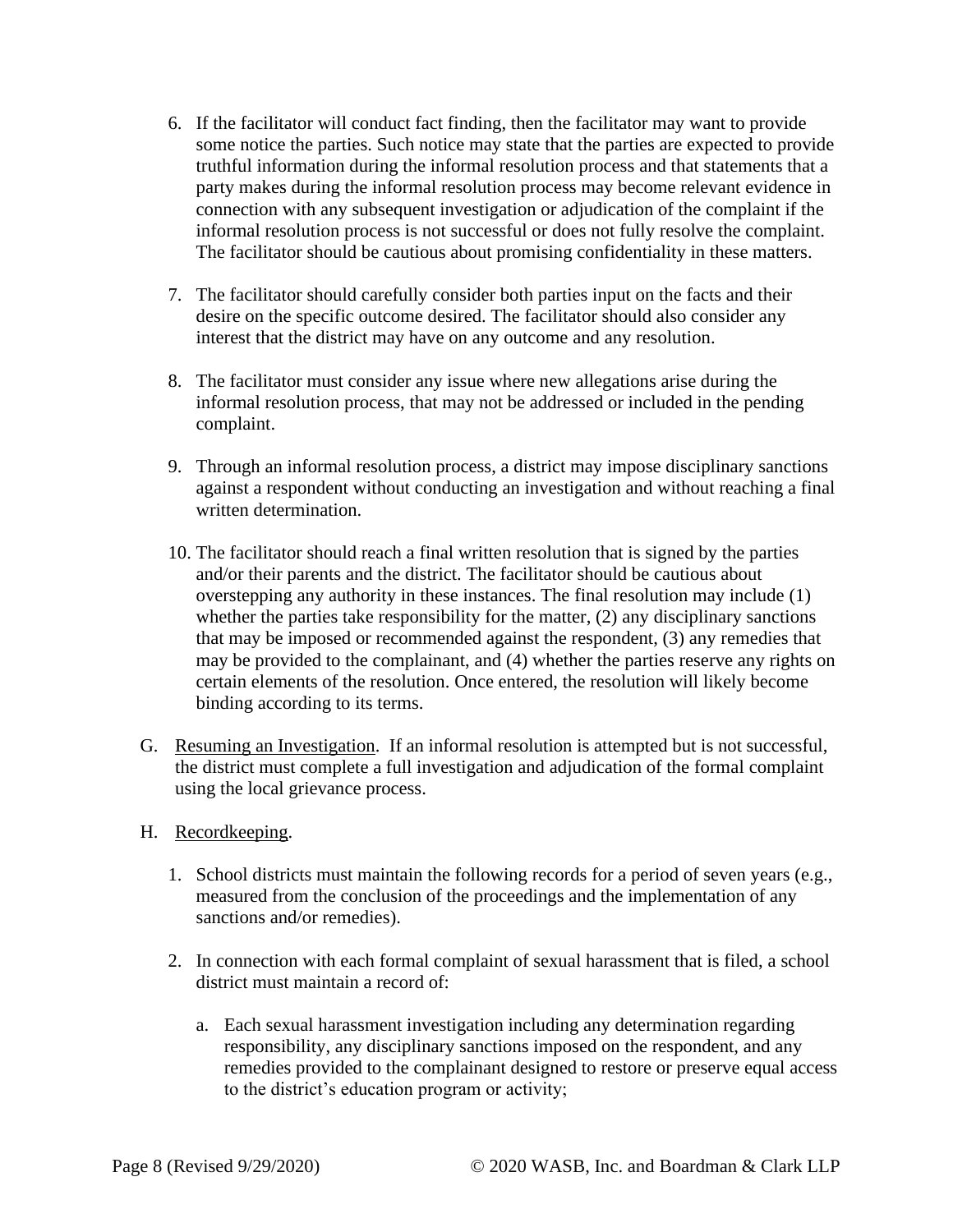6. If the facilitator will conduct fact finding, then the facilitator may want to provide some notice the parties. Such notice may state that the parties are expected to provide truthful information during the informal resolution process and that statements that a party makes during the informal resolution process may become relevant evidence in connection with any subsequent investigation or adjudication of the complaint if the informal resolution process is not successful or does not fully resolve the complaint. The facilitator should be cautious about promising confidentiality in these matters.

7. The facilitator should carefully consider both parties input on the facts and their desire on the specific outcome desired. The facilitator should also consider any interest that the district may have on any outcome and any resolution.

8. The facilitator must consider any issue where new allegations arise during the informal resolution process, that may not be addressed or included in the pending complaint.

9. Through an informal resolution process, a district may impose disciplinary sanctions against a respondent without conducting an investigation and without reaching a final written determination.

10. The facilitator should reach a final written resolution that is signed by the parties and/or their parents and the district. The facilitator should be cautious about overstepping any authority in these instances. The final resolution may include (1) whether the parties take responsibility for the matter, (2) any disciplinary sanctions that may be imposed or recommended against the respondent, (3) any remedies that may be provided to the complainant, and (4) whether the parties reserve any rights on certain elements of the resolution. Once entered, the resolution will likely become binding according to its terms.

G. <u>Resuming an Investigation</u>. If an informal resolution is attempted but is not successful, the district must complete a full investigation and adjudication of the formal complaint using the local grievance process.

H. <u>Recordkeeping</u>.

1. School districts must maintain the following records for a period of seven years (e.g., measured from the conclusion of the proceedings and the implementation of any sanctions and/or remedies).

2. In connection with each formal complaint of sexual harassment that is filed, a school district must maintain a record of:

   a. Each sexual harassment investigation including any determination regarding responsibility, any disciplinary sanctions imposed on the respondent, and any remedies provided to the complainant designed to restore or preserve equal access to the district's education program or activity;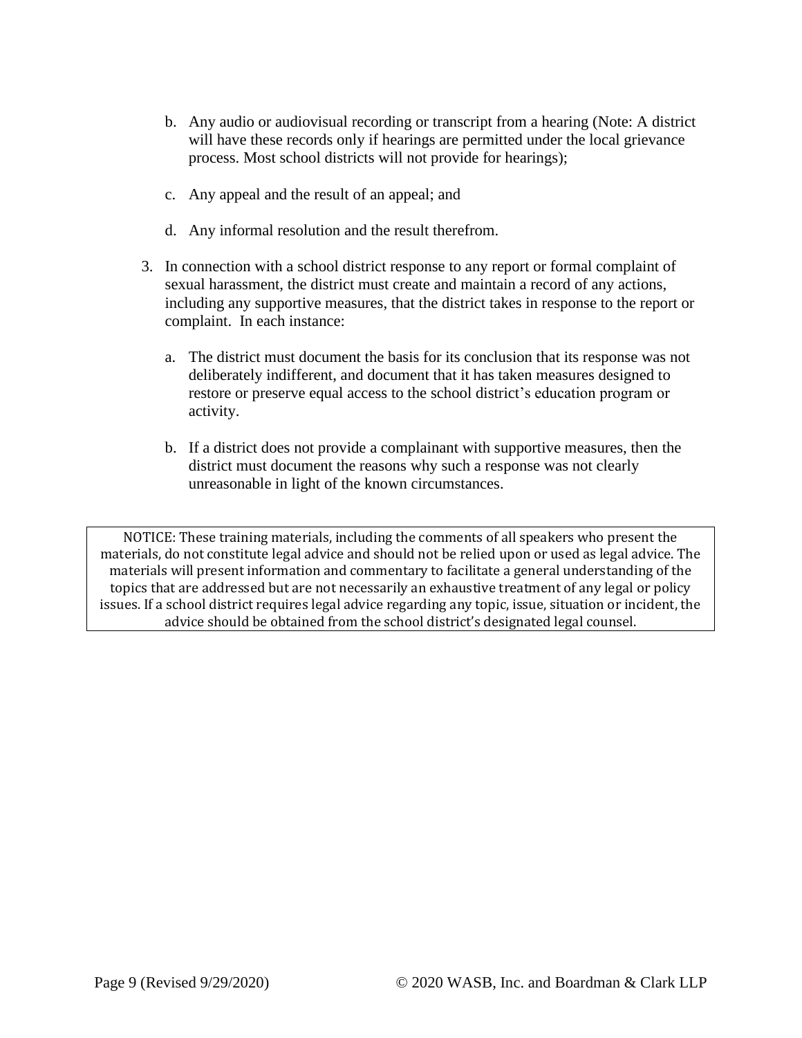b. Any audio or audiovisual recording or transcript from a hearing (Note: A district will have these records only if hearings are permitted under the local grievance process. Most school districts will not provide for hearings);

c. Any appeal and the result of an appeal; and

d. Any informal resolution and the result therefrom.

3. In connection with a school district response to any report or formal complaint of sexual harassment, the district must create and maintain a record of any actions, including any supportive measures, that the district takes in response to the report or complaint. In each instance:

   a. The district must document the basis for its conclusion that its response was not deliberately indifferent, and document that it has taken measures designed to restore or preserve equal access to the school district's education program or activity.

   b. If a district does not provide a complainant with supportive measures, then the district must document the reasons why such a response was not clearly unreasonable in light of the known circumstances.

NOTICE: These training materials, including the comments of all speakers who present the materials, do not constitute legal advice and should not be relied upon or used as legal advice. The materials will present information and commentary to facilitate a general understanding of the topics that are addressed but are not necessarily an exhaustive treatment of any legal or policy issues. If a school district requires legal advice regarding any topic, issue, situation or incident, the advice should be obtained from the school district's designated legal counsel.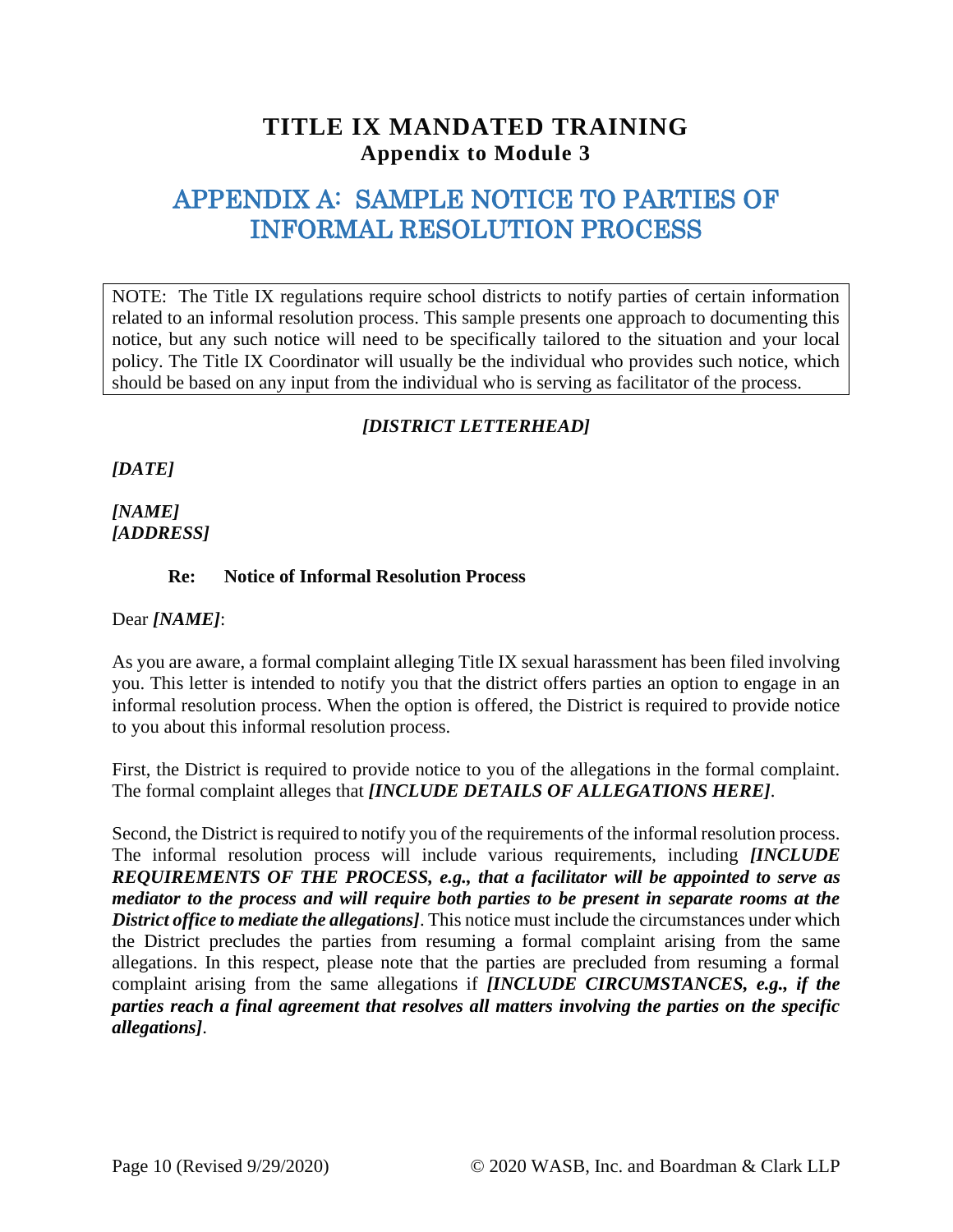# TITLE IX MANDATED TRAINING

## Appendix to Module 3

## APPENDIX A: SAMPLE NOTICE TO PARTIES OF INFORMAL RESOLUTION PROCESS

NOTE: The Title IX regulations require school districts to notify parties of certain information related to an informal resolution process. This sample presents one approach to documenting this notice, but any such notice will need to be specifically tailored to the situation and your local policy. The Title IX Coordinator will usually be the individual who provides such notice, which should be based on any input from the individual who is serving as facilitator of the process.

***[DISTRICT LETTERHEAD]***

***[DATE]***

***[NAME]***
***[ADDRESS]***

**Re: Notice of Informal Resolution Process**

Dear ***[NAME]***:

As you are aware, a formal complaint alleging Title IX sexual harassment has been filed involving you. This letter is intended to notify you that the district offers parties an option to engage in an informal resolution process. When the option is offered, the District is required to provide notice to you about this informal resolution process.

First, the District is required to provide notice to you of the allegations in the formal complaint. The formal complaint alleges that ***[INCLUDE DETAILS OF ALLEGATIONS HERE]***.

Second, the District is required to notify you of the requirements of the informal resolution process. The informal resolution process will include various requirements, including ***[INCLUDE REQUIREMENTS OF THE PROCESS, e.g., that a facilitator will be appointed to serve as mediator to the process and will require both parties to be present in separate rooms at the District office to mediate the allegations]***. This notice must include the circumstances under which the District precludes the parties from resuming a formal complaint arising from the same allegations. In this respect, please note that the parties are precluded from resuming a formal complaint arising from the same allegations if ***[INCLUDE CIRCUMSTANCES, e.g., if the parties reach a final agreement that resolves all matters involving the parties on the specific allegations]***.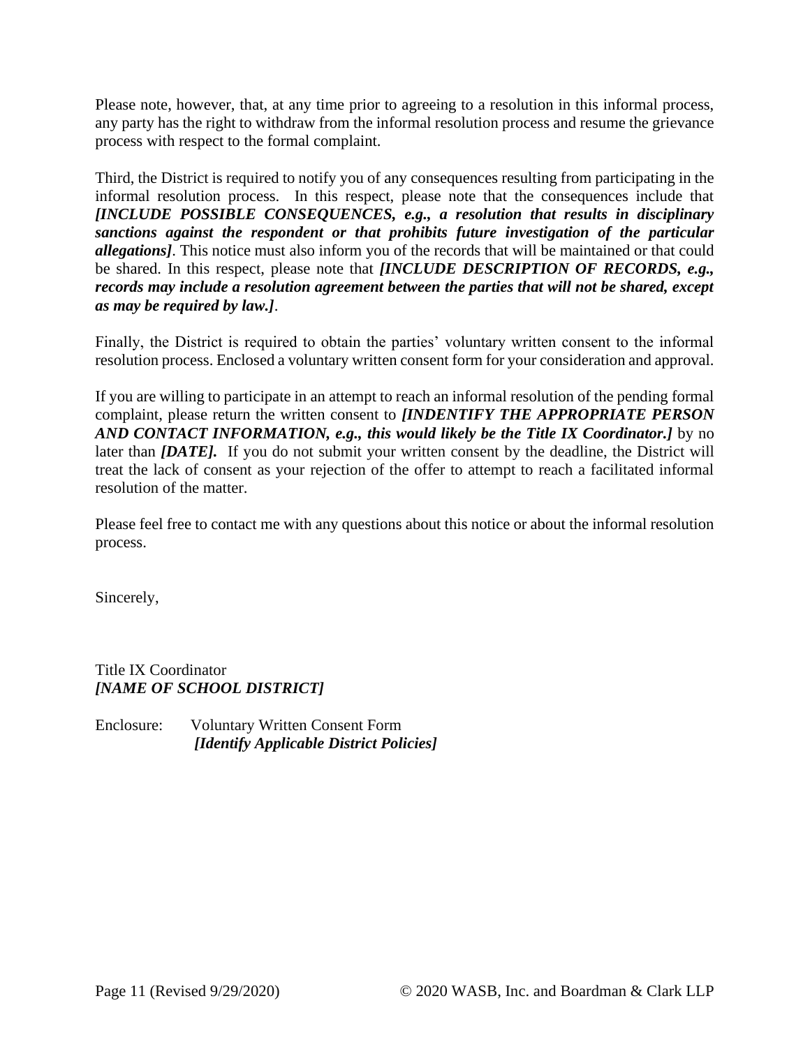Please note, however, that, at any time prior to agreeing to a resolution in this informal process, any party has the right to withdraw from the informal resolution process and resume the grievance process with respect to the formal complaint.

Third, the District is required to notify you of any consequences resulting from participating in the informal resolution process. In this respect, please note that the consequences include that ***[INCLUDE POSSIBLE CONSEQUENCES, e.g., a resolution that results in disciplinary sanctions against the respondent or that prohibits future investigation of the particular allegations]***. This notice must also inform you of the records that will be maintained or that could be shared. In this respect, please note that ***[INCLUDE DESCRIPTION OF RECORDS, e.g., records may include a resolution agreement between the parties that will not be shared, except as may be required by law.]***.

Finally, the District is required to obtain the parties' voluntary written consent to the informal resolution process. Enclosed a voluntary written consent form for your consideration and approval.

If you are willing to participate in an attempt to reach an informal resolution of the pending formal complaint, please return the written consent to ***[INDENTIFY THE APPROPRIATE PERSON AND CONTACT INFORMATION, e.g., this would likely be the Title IX Coordinator.]*** by no later than ***[DATE].*** If you do not submit your written consent by the deadline, the District will treat the lack of consent as your rejection of the offer to attempt to reach a facilitated informal resolution of the matter.

Please feel free to contact me with any questions about this notice or about the informal resolution process.

Sincerely,

Title IX Coordinator
***[NAME OF SCHOOL DISTRICT]***

Enclosure: Voluntary Written Consent Form
***[Identify Applicable District Policies]***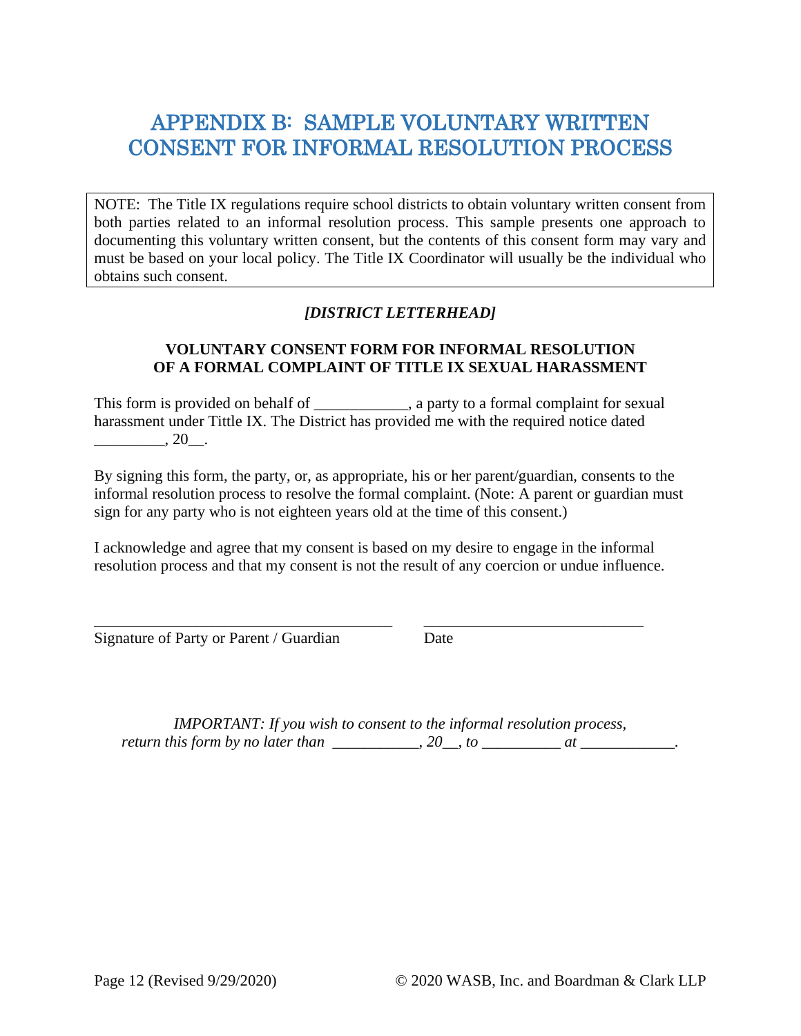# APPENDIX B: SAMPLE VOLUNTARY WRITTEN CONSENT FOR INFORMAL RESOLUTION PROCESS

NOTE: The Title IX regulations require school districts to obtain voluntary written consent from both parties related to an informal resolution process. This sample presents one approach to documenting this voluntary written consent, but the contents of this consent form may vary and must be based on your local policy. The Title IX Coordinator will usually be the individual who obtains such consent.

***[DISTRICT LETTERHEAD]***

**VOLUNTARY CONSENT FORM FOR INFORMAL RESOLUTION OF A FORMAL COMPLAINT OF TITLE IX SEXUAL HARASSMENT**

This form is provided on behalf of ____________, a party to a formal complaint for sexual harassment under Tittle IX. The District has provided me with the required notice dated _________, 20__.

By signing this form, the party, or, as appropriate, his or her parent/guardian, consents to the informal resolution process to resolve the formal complaint. (Note: A parent or guardian must sign for any party who is not eighteen years old at the time of this consent.)

I acknowledge and agree that my consent is based on my desire to engage in the informal resolution process and that my consent is not the result of any coercion or undue influence.

_______________________________________ _____________________________

Signature of Party or Parent / Guardian Date

*IMPORTANT: If you wish to consent to the informal resolution process, return this form by no later than ___________, 20__, to __________ at ____________.*